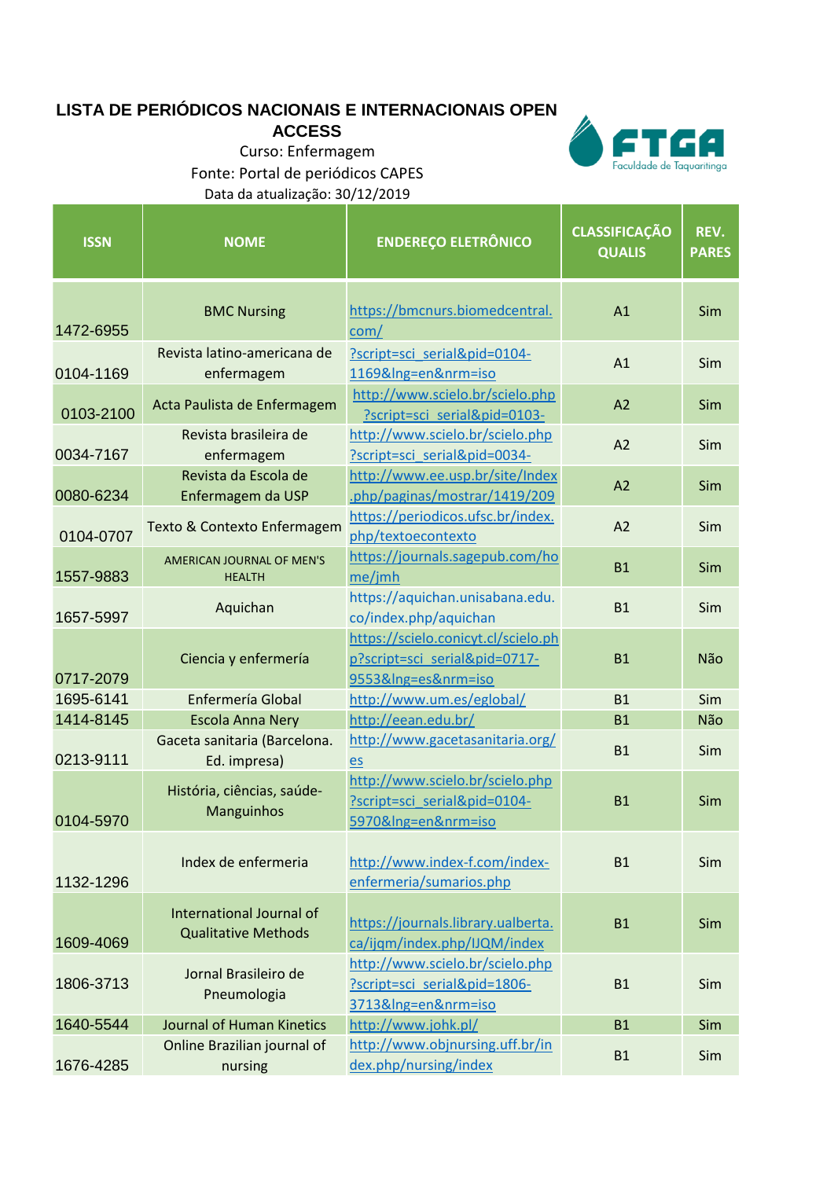# LISTA DE PERIÓDICOS NACIONAIS E INTERNACIONAIS OPEN ACCESS

Curso: Enfermagem

Fonte: Portal de periódicos CAPES

Data da atualização: 30/12/2019

FTGA Faculdade de Taquaritinga

| ISSN | NOME | ENDEREÇO ELETRÔNICO | CLASSIFICAÇÃO QUALIS | REV. PARES |
|---|---|---|---|---|
| 1472-6955 | BMC Nursing | https://bmcnurs.biomedcentral.com/ | A1 | Sim |
| 0104-1169 | Revista latino-americana de enfermagem | ?script=sci_serial&pid=0104-1169&lng=en&nrm=iso | A1 | Sim |
| 0103-2100 | Acta Paulista de Enfermagem | http://www.scielo.br/scielo.php?script=sci_serial&pid=0103- | A2 | Sim |
| 0034-7167 | Revista brasileira de enfermagem | http://www.scielo.br/scielo.php?script=sci_serial&pid=0034- | A2 | Sim |
| 0080-6234 | Revista da Escola de Enfermagem da USP | http://www.ee.usp.br/site/Index.php/paginas/mostrar/1419/209 | A2 | Sim |
| 0104-0707 | Texto & Contexto Enfermagem | https://periodicos.ufsc.br/index.php/textoecontexto | A2 | Sim |
| 1557-9883 | AMERICAN JOURNAL OF MEN'S HEALTH | https://journals.sagepub.com/home/jmh | B1 | Sim |
| 1657-5997 | Aquichan | https://aquichan.unisabana.edu.co/index.php/aquichan | B1 | Sim |
| 0717-2079 | Ciencia y enfermería | https://scielo.conicyt.cl/scielo.php?script=sci_serial&pid=0717-9553&lng=es&nrm=iso | B1 | Não |
| 1695-6141 | Enfermería Global | http://www.um.es/eglobal/ | B1 | Sim |
| 1414-8145 | Escola Anna Nery | http://eean.edu.br/ | B1 | Não |
| 0213-9111 | Gaceta sanitaria (Barcelona. Ed. impresa) | http://www.gacetasanitaria.org/es | B1 | Sim |
| 0104-5970 | História, ciências, saúde-Manguinhos | http://www.scielo.br/scielo.php?script=sci_serial&pid=0104-5970&lng=en&nrm=iso | B1 | Sim |
| 1132-1296 | Index de enfermeria | http://www.index-f.com/index-enfermeria/sumarios.php | B1 | Sim |
| 1609-4069 | International Journal of Qualitative Methods | https://journals.library.ualberta.ca/ijqm/index.php/IJQM/index | B1 | Sim |
| 1806-3713 | Jornal Brasileiro de Pneumologia | http://www.scielo.br/scielo.php?script=sci_serial&pid=1806-3713&lng=en&nrm=iso | B1 | Sim |
| 1640-5544 | Journal of Human Kinetics | http://www.johk.pl/ | B1 | Sim |
| 1676-4285 | Online Brazilian journal of nursing | http://www.objnursing.uff.br/index.php/nursing/index | B1 | Sim |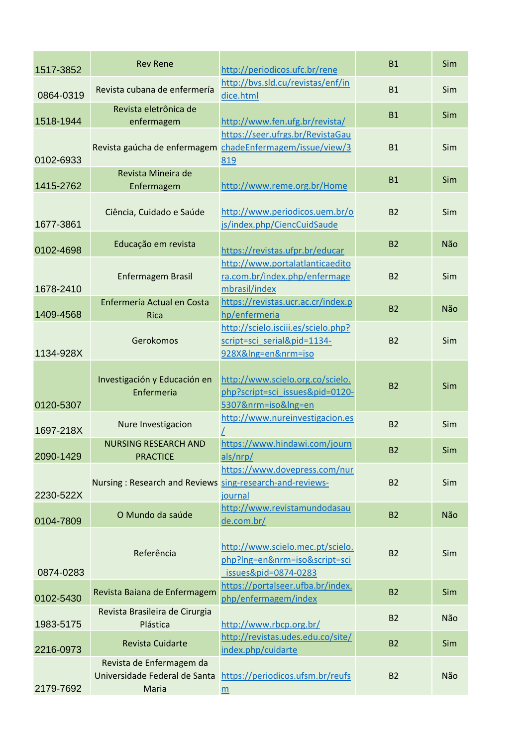| | | | | |
|---|---|---|---|---|
| 1517-3852 | Rev Rene | http://periodicos.ufc.br/rene | B1 | Sim |
| 0864-0319 | Revista cubana de enfermería | http://bvs.sld.cu/revistas/enf/indice.html | B1 | Sim |
| 1518-1944 | Revista eletrônica de enfermagem | http://www.fen.ufg.br/revista/ | B1 | Sim |
| 0102-6933 | Revista gaúcha de enfermagem | https://seer.ufrgs.br/RevistaGauchadeEnfermagem/issue/view/3819 | B1 | Sim |
| 1415-2762 | Revista Mineira de Enfermagem | http://www.reme.org.br/Home | B1 | Sim |
| 1677-3861 | Ciência, Cuidado e Saúde | http://www.periodicos.uem.br/ojs/index.php/CiencCuidSaude | B2 | Sim |
| 0102-4698 | Educação em revista | https://revistas.ufpr.br/educar | B2 | Não |
| 1678-2410 | Enfermagem Brasil | http://www.portalatlanticaeditora.com.br/index.php/enfermagembrasil/index | B2 | Sim |
| 1409-4568 | Enfermería Actual en Costa Rica | https://revistas.ucr.ac.cr/index.php/enfermeria | B2 | Não |
| 1134-928X | Gerokomos | http://scielo.isciii.es/scielo.php?script=sci_serial&pid=1134-928X&lng=en&nrm=iso | B2 | Sim |
| 0120-5307 | Investigación y Educación en Enfermeria | http://www.scielo.org.co/scielo.php?script=sci_issues&pid=0120-5307&nrm=iso&lng=en | B2 | Sim |
| 1697-218X | Nure Investigacion | http://www.nureinvestigacion.es/ | B2 | Sim |
| 2090-1429 | NURSING RESEARCH AND PRACTICE | https://www.hindawi.com/journals/nrp/ | B2 | Sim |
| 2230-522X | Nursing : Research and Reviews | https://www.dovepress.com/nursing-research-and-reviews-journal | B2 | Sim |
| 0104-7809 | O Mundo da saúde | http://www.revistamundodasaude.com.br/ | B2 | Não |
| 0874-0283 | Referência | http://www.scielo.mec.pt/scielo.php?lng=en&nrm=iso&script=sci_issues&pid=0874-0283 | B2 | Sim |
| 0102-5430 | Revista Baiana de Enfermagem | https://portalseer.ufba.br/index.php/enfermagem/index | B2 | Sim |
| 1983-5175 | Revista Brasileira de Cirurgia Plástica | http://www.rbcp.org.br/ | B2 | Não |
| 2216-0973 | Revista Cuidarte | http://revistas.udes.edu.co/site/index.php/cuidarte | B2 | Sim |
| 2179-7692 | Revista de Enfermagem da Universidade Federal de Santa Maria | https://periodicos.ufsm.br/reufsm | B2 | Não |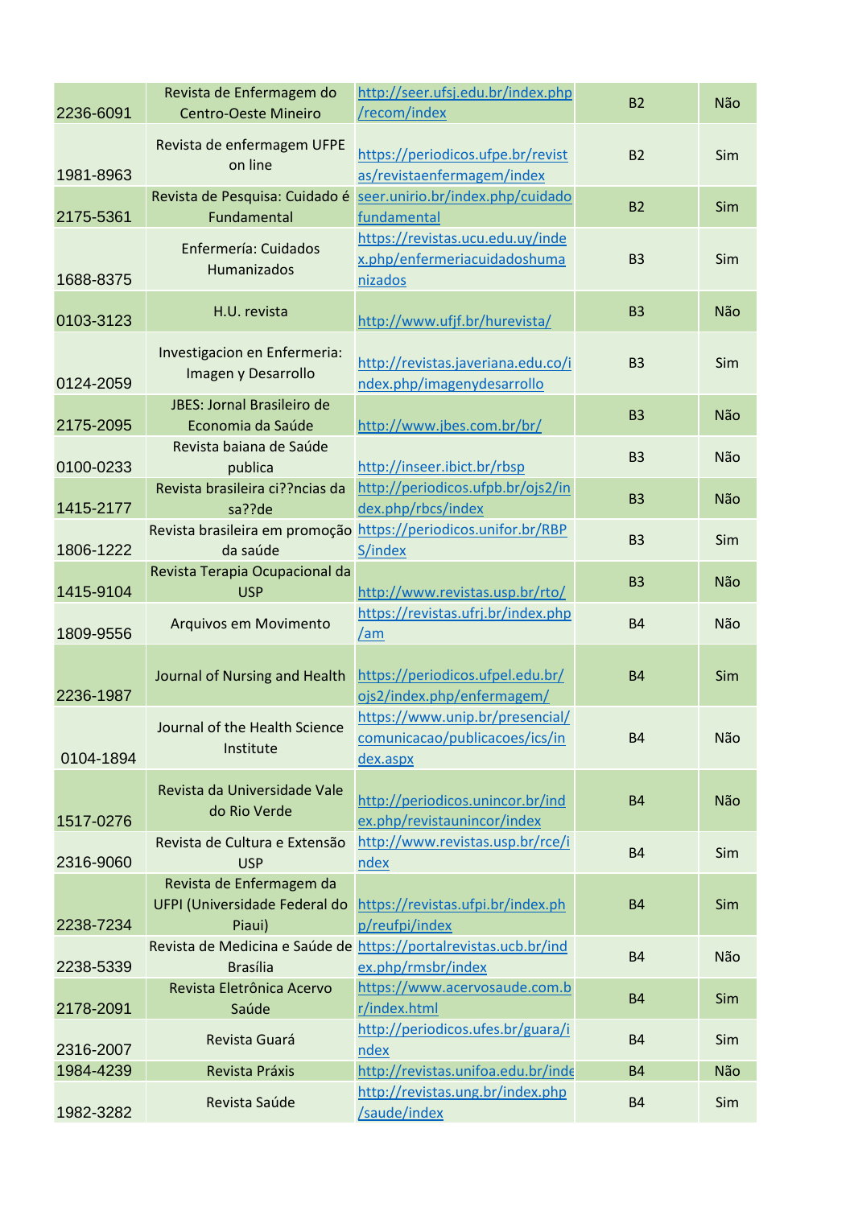| | | | | |
|---|---|---|---|---|
| 2236-6091 | Revista de Enfermagem do Centro-Oeste Mineiro | http://seer.ufsj.edu.br/index.php/recom/index | B2 | Não |
| 1981-8963 | Revista de enfermagem UFPE on line | https://periodicos.ufpe.br/revistas/revistaenfermagem/index | B2 | Sim |
| 2175-5361 | Revista de Pesquisa: Cuidado é Fundamental | seer.unirio.br/index.php/cuidadofundamental | B2 | Sim |
| 1688-8375 | Enfermería: Cuidados Humanizados | https://revistas.ucu.edu.uy/index.php/enfermeriacuidadoshumanizados | B3 | Sim |
| 0103-3123 | H.U. revista | http://www.ufjf.br/hurevista/ | B3 | Não |
| 0124-2059 | Investigacion en Enfermeria: Imagen y Desarrollo | http://revistas.javeriana.edu.co/index.php/imagenydesarrollo | B3 | Sim |
| 2175-2095 | JBES: Jornal Brasileiro de Economia da Saúde | http://www.jbes.com.br/br/ | B3 | Não |
| 0100-0233 | Revista baiana de Saúde publica | http://inseer.ibict.br/rbsp | B3 | Não |
| 1415-2177 | Revista brasileira ci??ncias da sa??de | http://periodicos.ufpb.br/ojs2/index.php/rbcs/index | B3 | Não |
| 1806-1222 | Revista brasileira em promoção da saúde | https://periodicos.unifor.br/RBPS/index | B3 | Sim |
| 1415-9104 | Revista Terapia Ocupacional da USP | http://www.revistas.usp.br/rto/ | B3 | Não |
| 1809-9556 | Arquivos em Movimento | https://revistas.ufrj.br/index.php/am | B4 | Não |
| 2236-1987 | Journal of Nursing and Health | https://periodicos.ufpel.edu.br/ojs2/index.php/enfermagem/ | B4 | Sim |
| 0104-1894 | Journal of the Health Science Institute | https://www.unip.br/presencial/comunicacao/publicacoes/ics/index.aspx | B4 | Não |
| 1517-0276 | Revista da Universidade Vale do Rio Verde | http://periodicos.unincor.br/index.php/revistaunincor/index | B4 | Não |
| 2316-9060 | Revista de Cultura e Extensão USP | http://www.revistas.usp.br/rce/index | B4 | Sim |
| 2238-7234 | Revista de Enfermagem da UFPI (Universidade Federal do Piaui) | https://revistas.ufpi.br/index.php/reufpi/index | B4 | Sim |
| 2238-5339 | Revista de Medicina e Saúde de Brasília | https://portalrevistas.ucb.br/index.php/rmsbr/index | B4 | Não |
| 2178-2091 | Revista Eletrônica Acervo Saúde | https://www.acervosaude.com.br/index.html | B4 | Sim |
| 2316-2007 | Revista Guará | http://periodicos.ufes.br/guara/index | B4 | Sim |
| 1984-4239 | Revista Práxis | http://revistas.unifoa.edu.br/inde | B4 | Não |
| 1982-3282 | Revista Saúde | http://revistas.ung.br/index.php/saude/index | B4 | Sim |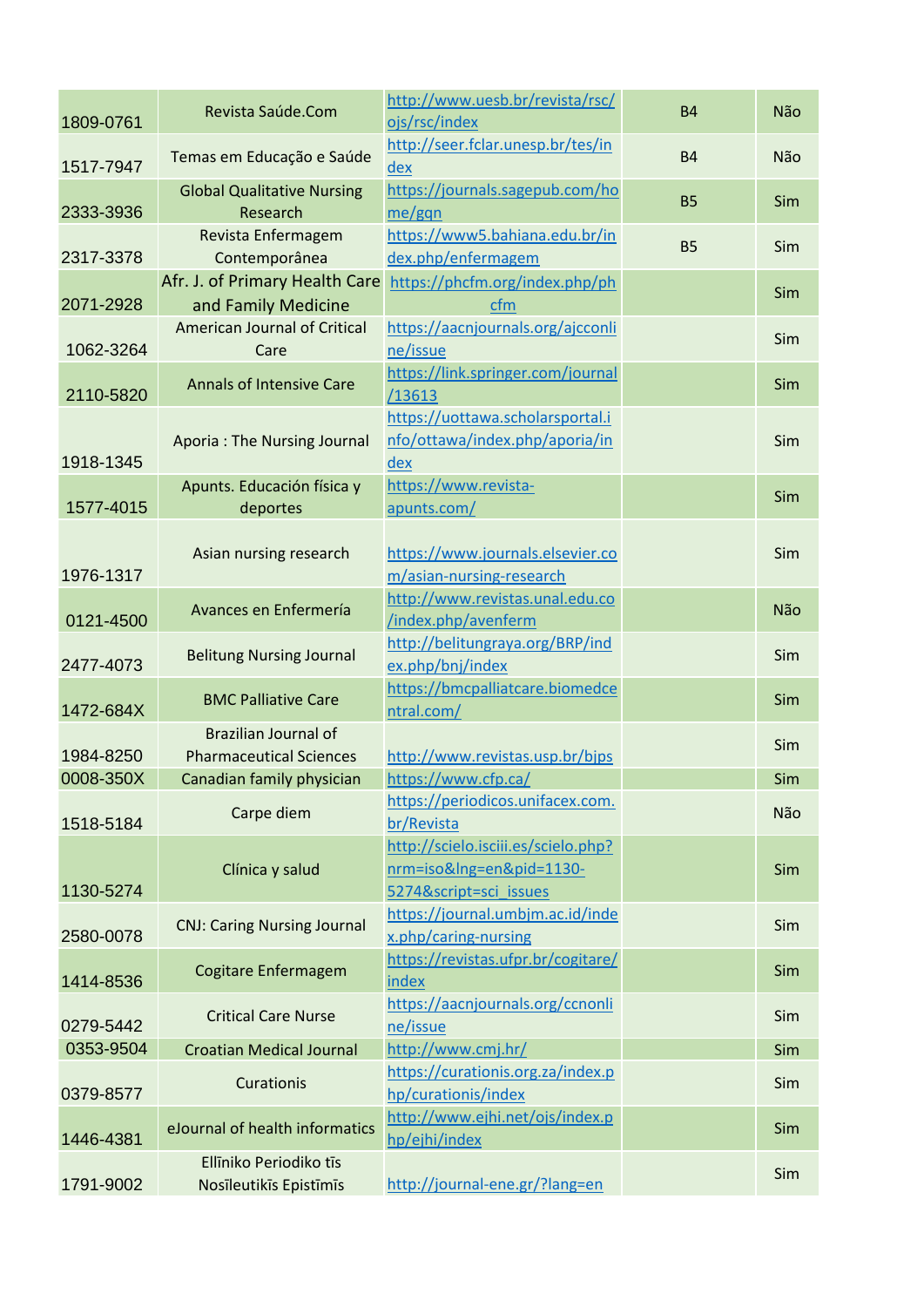| | | | | |
|---|---|---|---|---|
| 1809-0761 | Revista Saúde.Com | http://www.uesb.br/revista/rsc/ojs/rsc/index | B4 | Não |
| 1517-7947 | Temas em Educação e Saúde | http://seer.fclar.unesp.br/tes/index | B4 | Não |
| 2333-3936 | Global Qualitative Nursing Research | https://journals.sagepub.com/home/gqn | B5 | Sim |
| 2317-3378 | Revista Enfermagem Contemporânea | https://www5.bahiana.edu.br/index.php/enfermagem | B5 | Sim |
| 2071-2928 | Afr. J. of Primary Health Care and Family Medicine | https://phcfm.org/index.php/phcfm | | Sim |
| 1062-3264 | American Journal of Critical Care | https://aacnjournals.org/ajcconline/issue | | Sim |
| 2110-5820 | Annals of Intensive Care | https://link.springer.com/journal/13613 | | Sim |
| 1918-1345 | Aporia : The Nursing Journal | https://uottawa.scholarsportal.info/ottawa/index.php/aporia/index | | Sim |
| 1577-4015 | Apunts. Educación física y deportes | https://www.revista-apunts.com/ | | Sim |
| 1976-1317 | Asian nursing research | https://www.journals.elsevier.com/asian-nursing-research | | Sim |
| 0121-4500 | Avances en Enfermería | http://www.revistas.unal.edu.co/index.php/avenferm | | Não |
| 2477-4073 | Belitung Nursing Journal | http://belitungraya.org/BRP/index.php/bnj/index | | Sim |
| 1472-684X | BMC Palliative Care | https://bmcpalliatcare.biomedcentral.com/ | | Sim |
| 1984-8250 | Brazilian Journal of Pharmaceutical Sciences | http://www.revistas.usp.br/bjps | | Sim |
| 0008-350X | Canadian family physician | https://www.cfp.ca/ | | Sim |
| 1518-5184 | Carpe diem | https://periodicos.unifacex.com.br/Revista | | Não |
| 1130-5274 | Clínica y salud | http://scielo.isciii.es/scielo.php?nrm=iso&lng=en&pid=1130-5274&script=sci_issues | | Sim |
| 2580-0078 | CNJ: Caring Nursing Journal | https://journal.umbjm.ac.id/index.php/caring-nursing | | Sim |
| 1414-8536 | Cogitare Enfermagem | https://revistas.ufpr.br/cogitare/index | | Sim |
| 0279-5442 | Critical Care Nurse | https://aacnjournals.org/ccnonline/issue | | Sim |
| 0353-9504 | Croatian Medical Journal | http://www.cmj.hr/ | | Sim |
| 0379-8577 | Curationis | https://curationis.org.za/index.php/curationis/index | | Sim |
| 1446-4381 | eJournal of health informatics | http://www.ejhi.net/ojs/index.php/ejhi/index | | Sim |
| 1791-9002 | Ellīniko Periodiko tīs Nosīleutikīs Epistīmīs | http://journal-ene.gr/?lang=en | | Sim |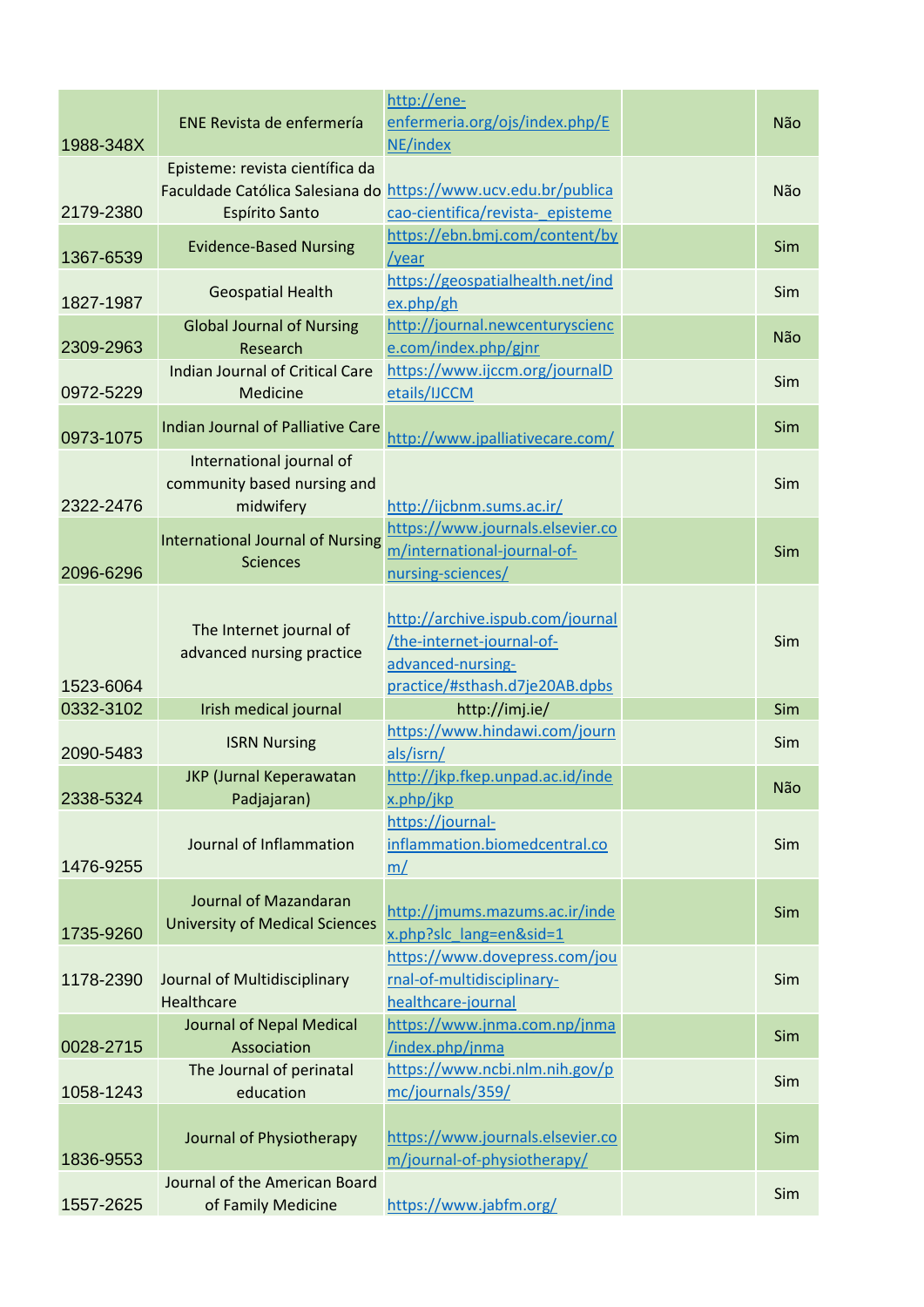| | | | | |
|---|---|---|---|---|
| 1988-348X | ENE Revista de enfermería | http://ene-enfermeria.org/ojs/index.php/ENE/index | | Não |
| 2179-2380 | Episteme: revista científica da Faculdade Católica Salesiana do Espírito Santo | https://www.ucv.edu.br/publicacao-cientifica/revista-_episteme | | Não |
| 1367-6539 | Evidence-Based Nursing | https://ebn.bmj.com/content/by/year | | Sim |
| 1827-1987 | Geospatial Health | https://geospatialhealth.net/index.php/gh | | Sim |
| 2309-2963 | Global Journal of Nursing Research | http://journal.newcenturyscience.com/index.php/gjnr | | Não |
| 0972-5229 | Indian Journal of Critical Care Medicine | https://www.ijccm.org/journalDetails/IJCCM | | Sim |
| 0973-1075 | Indian Journal of Palliative Care | http://www.jpalliativecare.com/ | | Sim |
| 2322-2476 | International journal of community based nursing and midwifery | http://ijcbnm.sums.ac.ir/ | | Sim |
| 2096-6296 | International Journal of Nursing Sciences | https://www.journals.elsevier.com/international-journal-of-nursing-sciences/ | | Sim |
| 1523-6064 | The Internet journal of advanced nursing practice | http://archive.ispub.com/journal/the-internet-journal-of-advanced-nursing-practice/#sthash.d7je20AB.dpbs | | Sim |
| 0332-3102 | Irish medical journal | http://imj.ie/ | | Sim |
| 2090-5483 | ISRN Nursing | https://www.hindawi.com/journals/isrn/ | | Sim |
| 2338-5324 | JKP (Jurnal Keperawatan Padjajaran) | http://jkp.fkep.unpad.ac.id/index.php/jkp | | Não |
| 1476-9255 | Journal of Inflammation | https://journal-inflammation.biomedcentral.com/ | | Sim |
| 1735-9260 | Journal of Mazandaran University of Medical Sciences | http://jmums.mazums.ac.ir/index.php?slc_lang=en&sid=1 | | Sim |
| 1178-2390 | Journal of Multidisciplinary Healthcare | https://www.dovepress.com/journal-of-multidisciplinary-healthcare-journal | | Sim |
| 0028-2715 | Journal of Nepal Medical Association | https://www.jnma.com.np/jnma/index.php/jnma | | Sim |
| 1058-1243 | The Journal of perinatal education | https://www.ncbi.nlm.nih.gov/pmc/journals/359/ | | Sim |
| 1836-9553 | Journal of Physiotherapy | https://www.journals.elsevier.com/journal-of-physiotherapy/ | | Sim |
| 1557-2625 | Journal of the American Board of Family Medicine | https://www.jabfm.org/ | | Sim |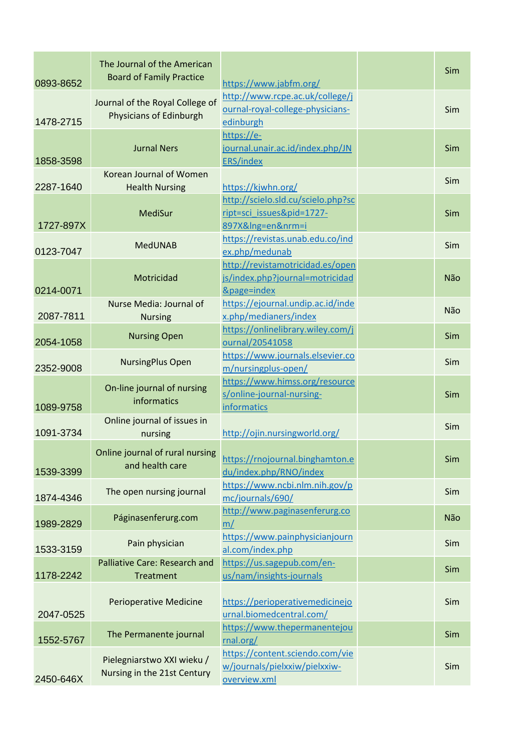| | | | | |
|---|---|---|---|---|
| 0893-8652 | The Journal of the American Board of Family Practice | https://www.jabfm.org/ | | Sim |
| 1478-2715 | Journal of the Royal College of Physicians of Edinburgh | http://www.rcpe.ac.uk/college/journal-royal-college-physicians-edinburgh | | Sim |
| 1858-3598 | Jurnal Ners | https://e-journal.unair.ac.id/index.php/JNERS/index | | Sim |
| 2287-1640 | Korean Journal of Women Health Nursing | https://kjwhn.org/ | | Sim |
| 1727-897X | MediSur | http://scielo.sld.cu/scielo.php?script=sci_issues&pid=1727-897X&lng=en&nrm=i | | Sim |
| 0123-7047 | MedUNAB | https://revistas.unab.edu.co/index.php/medunab | | Sim |
| 0214-0071 | Motricidad | http://revistamotricidad.es/openjs/index.php?journal=motricidad&page=index | | Não |
| 2087-7811 | Nurse Media: Journal of Nursing | https://ejournal.undip.ac.id/index.php/medianers/index | | Não |
| 2054-1058 | Nursing Open | https://onlinelibrary.wiley.com/journal/20541058 | | Sim |
| 2352-9008 | NursingPlus Open | https://www.journals.elsevier.com/nursingplus-open/ | | Sim |
| 1089-9758 | On-line journal of nursing informatics | https://www.himss.org/resources/online-journal-nursing-informatics | | Sim |
| 1091-3734 | Online journal of issues in nursing | http://ojin.nursingworld.org/ | | Sim |
| 1539-3399 | Online journal of rural nursing and health care | https://rnojournal.binghamton.edu/index.php/RNO/index | | Sim |
| 1874-4346 | The open nursing journal | https://www.ncbi.nlm.nih.gov/pmc/journals/690/ | | Sim |
| 1989-2829 | Páginasenferurg.com | http://www.paginasenferurg.com/ | | Não |
| 1533-3159 | Pain physician | https://www.painphysicianjournal.com/index.php | | Sim |
| 1178-2242 | Palliative Care: Research and Treatment | https://us.sagepub.com/en-us/nam/insights-journals | | Sim |
| 2047-0525 | Perioperative Medicine | https://perioperativemedicinejournal.biomedcentral.com/ | | Sim |
| 1552-5767 | The Permanente journal | https://www.thepermanentejournal.org/ | | Sim |
| 2450-646X | Pielegniarstwo XXI wieku / Nursing in the 21st Century | https://content.sciendo.com/view/journals/pielxxiw/pielxxiw-overview.xml | | Sim |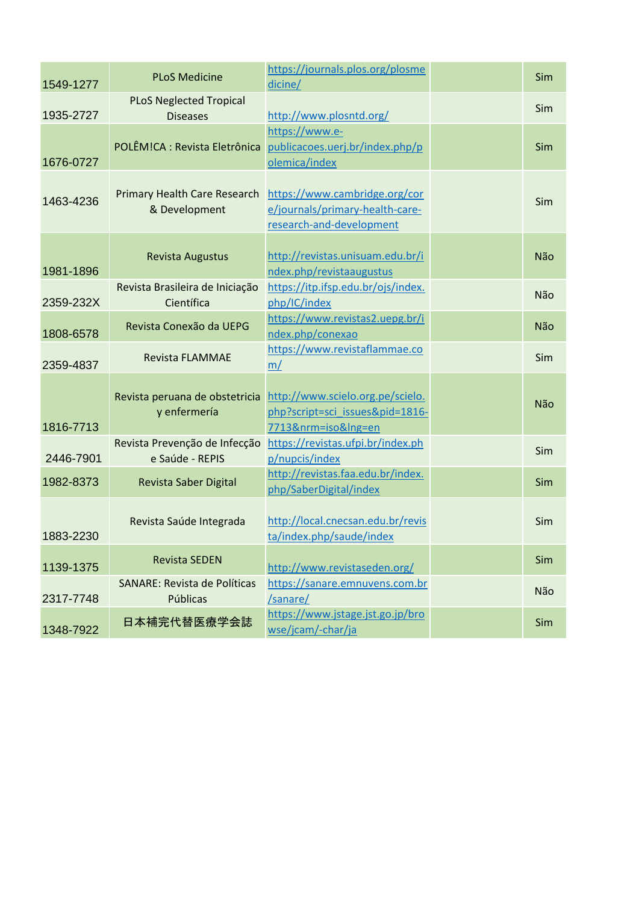| | | | | |
|---|---|---|---|---|
| 1549-1277 | PLoS Medicine | https://journals.plos.org/plosmedicine/ | | Sim |
| 1935-2727 | PLoS Neglected Tropical Diseases | http://www.plosntd.org/ | | Sim |
| 1676-0727 | POLÊM!CA : Revista Eletrônica | https://www.e-publicacoes.uerj.br/index.php/polemica/index | | Sim |
| 1463-4236 | Primary Health Care Research & Development | https://www.cambridge.org/core/journals/primary-health-care-research-and-development | | Sim |
| 1981-1896 | Revista Augustus | http://revistas.unisuam.edu.br/index.php/revistaaugustus | | Não |
| 2359-232X | Revista Brasileira de Iniciação Científica | https://itp.ifsp.edu.br/ojs/index.php/IC/index | | Não |
| 1808-6578 | Revista Conexão da UEPG | https://www.revistas2.uepg.br/index.php/conexao | | Não |
| 2359-4837 | Revista FLAMMAE | https://www.revistaflammae.com/ | | Sim |
| 1816-7713 | Revista peruana de obstetricia y enfermería | http://www.scielo.org.pe/scielo.php?script=sci_issues&pid=1816-7713&nrm=iso&lng=en | | Não |
| 2446-7901 | Revista Prevenção de Infecção e Saúde - REPIS | https://revistas.ufpi.br/index.php/nupcis/index | | Sim |
| 1982-8373 | Revista Saber Digital | http://revistas.faa.edu.br/index.php/SaberDigital/index | | Sim |
| 1883-2230 | Revista Saúde Integrada | http://local.cnecsan.edu.br/revista/index.php/saude/index | | Sim |
| 1139-1375 | Revista SEDEN | http://www.revistaseden.org/ | | Sim |
| 2317-7748 | SANARE: Revista de Políticas Públicas | https://sanare.emnuvens.com.br/sanare/ | | Não |
| 1348-7922 | 日本補完代替医療学会誌 | https://www.jstage.jst.go.jp/browse/jcam/-char/ja | | Sim |